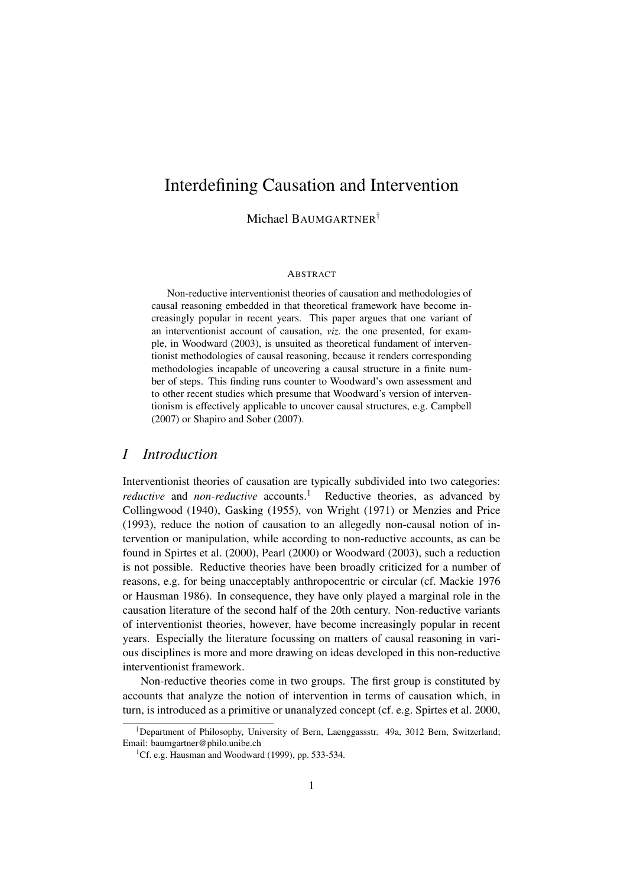# Interdefining Causation and Intervention

Michael BAUMGARTNER[†]

ABSTRACT

Non-reductive interventionist theories of causation and methodologies of causal reasoning embedded in that theoretical framework have become increasingly popular in recent years. This paper argues that one variant of an interventionist account of causation, *viz.* the one presented, for example, in Woodward (2003), is unsuited as theoretical fundament of interventionist methodologies of causal reasoning, because it renders corresponding methodologies incapable of uncovering a causal structure in a finite number of steps. This finding runs counter to Woodward's own assessment and to other recent studies which presume that Woodward's version of interventionism is effectively applicable to uncover causal structures, e.g. Campbell (2007) or Shapiro and Sober (2007).

## *I Introduction*

Interventionist theories of causation are typically subdivided into two categories: *reductive* and *non-reductive* accounts.[1] Reductive theories, as advanced by Collingwood (1940), Gasking (1955), von Wright (1971) or Menzies and Price (1993), reduce the notion of causation to an allegedly non-causal notion of intervention or manipulation, while according to non-reductive accounts, as can be found in Spirtes et al. (2000), Pearl (2000) or Woodward (2003), such a reduction is not possible. Reductive theories have been broadly criticized for a number of reasons, e.g. for being unacceptably anthropocentric or circular (cf. Mackie 1976 or Hausman 1986). In consequence, they have only played a marginal role in the causation literature of the second half of the 20th century. Non-reductive variants of interventionist theories, however, have become increasingly popular in recent years. Especially the literature focussing on matters of causal reasoning in various disciplines is more and more drawing on ideas developed in this non-reductive interventionist framework.

Non-reductive theories come in two groups. The first group is constituted by accounts that analyze the notion of intervention in terms of causation which, in turn, is introduced as a primitive or unanalyzed concept (cf. e.g. Spirtes et al. 2000,

[†]Department of Philosophy, University of Bern, Laenggassstr. 49a, 3012 Bern, Switzerland; Email: baumgartner@philo.unibe.ch

[1]Cf. e.g. Hausman and Woodward (1999), pp. 533-534.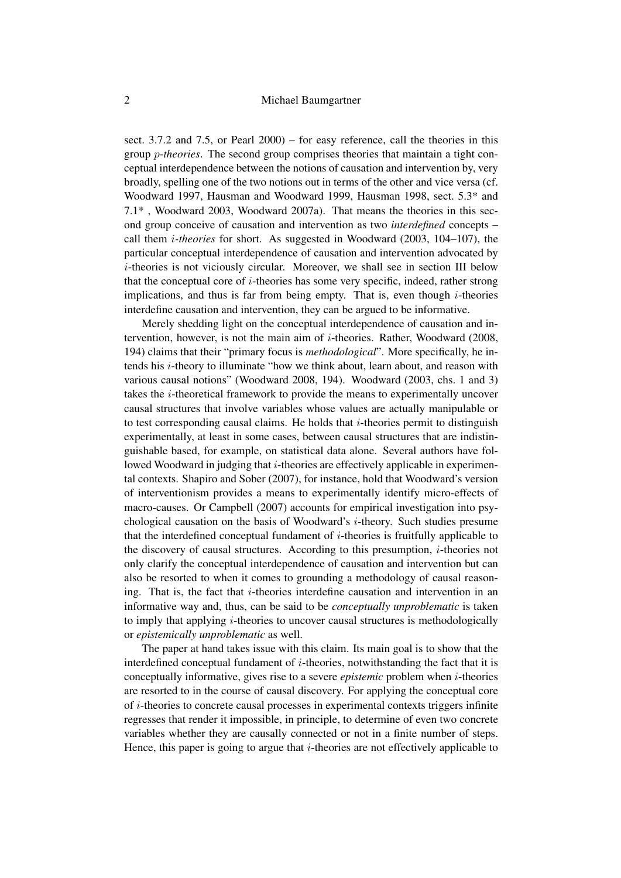sect. 3.7.2 and 7.5, or Pearl 2000) – for easy reference, call the theories in this group $p$-*theories*. The second group comprises theories that maintain a tight conceptual interdependence between the notions of causation and intervention by, very broadly, spelling one of the two notions out in terms of the other and vice versa (cf. Woodward 1997, Hausman and Woodward 1999, Hausman 1998, sect. 5.3* and 7.1* , Woodward 2003, Woodward 2007a). That means the theories in this second group conceive of causation and intervention as two *interdefined* concepts – call them $i$-*theories* for short. As suggested in Woodward (2003, 104–107), the particular conceptual interdependence of causation and intervention advocated by $i$-theories is not viciously circular. Moreover, we shall see in section III below that the conceptual core of $i$-theories has some very specific, indeed, rather strong implications, and thus is far from being empty. That is, even though $i$-theories interdefine causation and intervention, they can be argued to be informative.

Merely shedding light on the conceptual interdependence of causation and intervention, however, is not the main aim of $i$-theories. Rather, Woodward (2008, 194) claims that their "primary focus is *methodological*". More specifically, he intends his $i$-theory to illuminate "how we think about, learn about, and reason with various causal notions" (Woodward 2008, 194). Woodward (2003, chs. 1 and 3) takes the $i$-theoretical framework to provide the means to experimentally uncover causal structures that involve variables whose values are actually manipulable or to test corresponding causal claims. He holds that $i$-theories permit to distinguish experimentally, at least in some cases, between causal structures that are indistinguishable based, for example, on statistical data alone. Several authors have followed Woodward in judging that $i$-theories are effectively applicable in experimental contexts. Shapiro and Sober (2007), for instance, hold that Woodward's version of interventionism provides a means to experimentally identify micro-effects of macro-causes. Or Campbell (2007) accounts for empirical investigation into psychological causation on the basis of Woodward's $i$-theory. Such studies presume that the interdefined conceptual fundament of $i$-theories is fruitfully applicable to the discovery of causal structures. According to this presumption, $i$-theories not only clarify the conceptual interdependence of causation and intervention but can also be resorted to when it comes to grounding a methodology of causal reasoning. That is, the fact that $i$-theories interdefine causation and intervention in an informative way and, thus, can be said to be *conceptually unproblematic* is taken to imply that applying $i$-theories to uncover causal structures is methodologically or *epistemically unproblematic* as well.

The paper at hand takes issue with this claim. Its main goal is to show that the interdefined conceptual fundament of $i$-theories, notwithstanding the fact that it is conceptually informative, gives rise to a severe *epistemic* problem when $i$-theories are resorted to in the course of causal discovery. For applying the conceptual core of $i$-theories to concrete causal processes in experimental contexts triggers infinite regresses that render it impossible, in principle, to determine of even two concrete variables whether they are causally connected or not in a finite number of steps. Hence, this paper is going to argue that $i$-theories are not effectively applicable to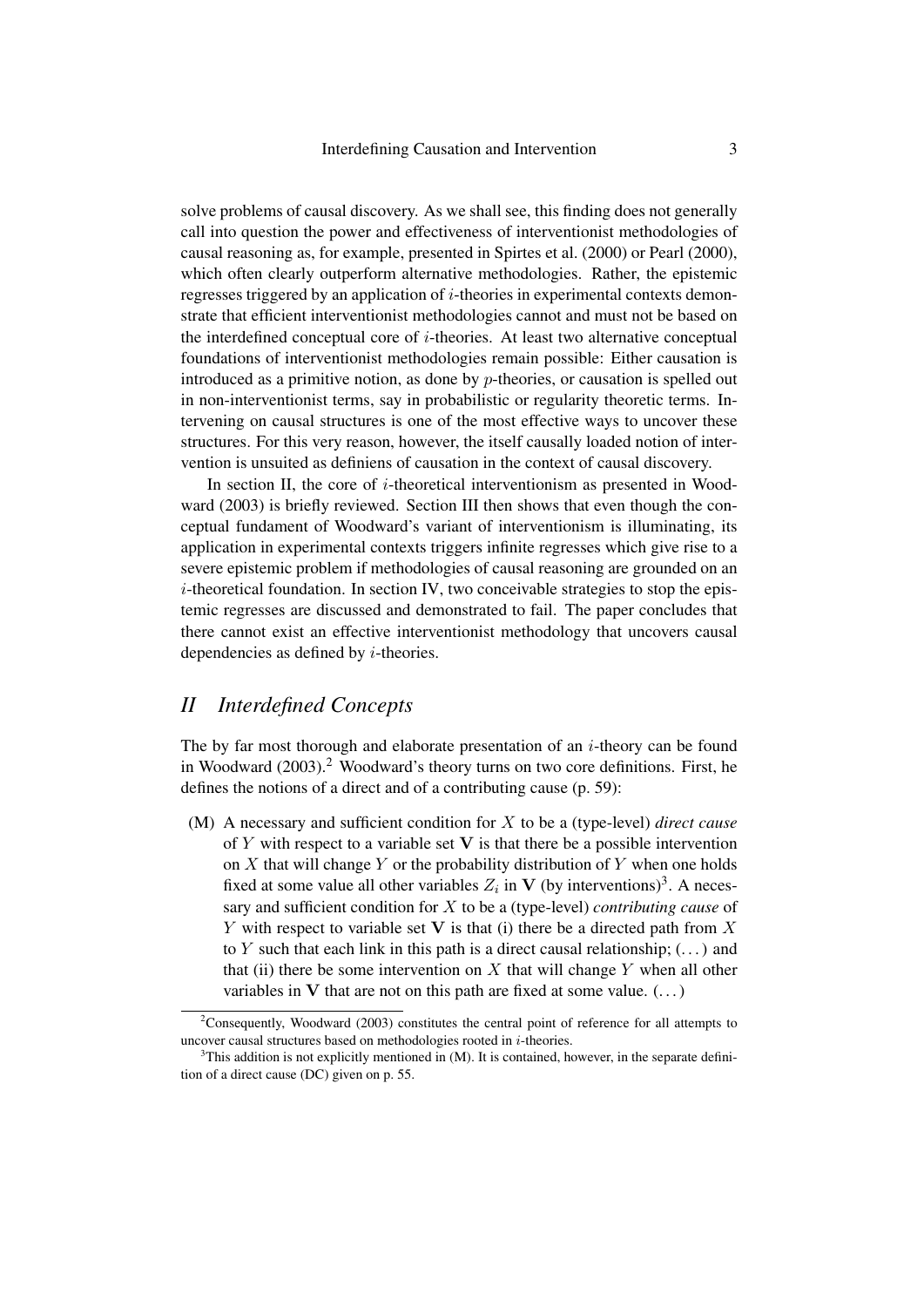solve problems of causal discovery. As we shall see, this finding does not generally call into question the power and effectiveness of interventionist methodologies of causal reasoning as, for example, presented in Spirtes et al. (2000) or Pearl (2000), which often clearly outperform alternative methodologies. Rather, the epistemic regresses triggered by an application of $i$-theories in experimental contexts demonstrate that efficient interventionist methodologies cannot and must not be based on the interdefined conceptual core of $i$-theories. At least two alternative conceptual foundations of interventionist methodologies remain possible: Either causation is introduced as a primitive notion, as done by $p$-theories, or causation is spelled out in non-interventionist terms, say in probabilistic or regularity theoretic terms. Intervening on causal structures is one of the most effective ways to uncover these structures. For this very reason, however, the itself causally loaded notion of intervention is unsuited as definiens of causation in the context of causal discovery.

In section II, the core of $i$-theoretical interventionism as presented in Woodward (2003) is briefly reviewed. Section III then shows that even though the conceptual fundament of Woodward's variant of interventionism is illuminating, its application in experimental contexts triggers infinite regresses which give rise to a severe epistemic problem if methodologies of causal reasoning are grounded on an $i$-theoretical foundation. In section IV, two conceivable strategies to stop the epistemic regresses are discussed and demonstrated to fail. The paper concludes that there cannot exist an effective interventionist methodology that uncovers causal dependencies as defined by $i$-theories.

## *II Interdefined Concepts*

The by far most thorough and elaborate presentation of an $i$-theory can be found in Woodward (2003).[2] Woodward's theory turns on two core definitions. First, he defines the notions of a direct and of a contributing cause (p. 59):

(M) A necessary and sufficient condition for $X$ to be a (type-level) *direct cause* of $Y$ with respect to a variable set $\mathbf{V}$ is that there be a possible intervention on $X$ that will change $Y$ or the probability distribution of $Y$ when one holds fixed at some value all other variables $Z_i$ in $\mathbf{V}$ (by interventions)[3]. A necessary and sufficient condition for $X$ to be a (type-level) *contributing cause* of $Y$ with respect to variable set $\mathbf{V}$ is that (i) there be a directed path from $X$ to $Y$ such that each link in this path is a direct causal relationship; (...) and that (ii) there be some intervention on $X$ that will change $Y$ when all other variables in $\mathbf{V}$ that are not on this path are fixed at some value. (...)

[2] Consequently, Woodward (2003) constitutes the central point of reference for all attempts to uncover causal structures based on methodologies rooted in $i$-theories.

[3] This addition is not explicitly mentioned in (M). It is contained, however, in the separate definition of a direct cause (DC) given on p. 55.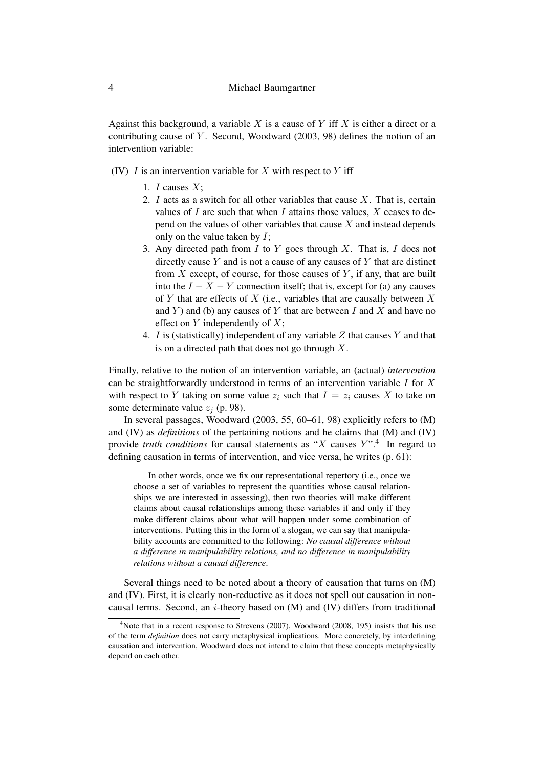Against this background, a variable $X$ is a cause of $Y$ iff $X$ is either a direct or a contributing cause of $Y$. Second, Woodward (2003, 98) defines the notion of an intervention variable:

(IV) $I$ is an intervention variable for $X$ with respect to $Y$ iff

1. $I$ causes $X$;
2. $I$ acts as a switch for all other variables that cause $X$. That is, certain values of $I$ are such that when $I$ attains those values, $X$ ceases to depend on the values of other variables that cause $X$ and instead depends only on the value taken by $I$;
3. Any directed path from $I$ to $Y$ goes through $X$. That is, $I$ does not directly cause $Y$ and is not a cause of any causes of $Y$ that are distinct from $X$ except, of course, for those causes of $Y$, if any, that are built into the $I - X - Y$ connection itself; that is, except for (a) any causes of $Y$ that are effects of $X$ (i.e., variables that are causally between $X$ and $Y$) and (b) any causes of $Y$ that are between $I$ and $X$ and have no effect on $Y$ independently of $X$;
4. $I$ is (statistically) independent of any variable $Z$ that causes $Y$ and that is on a directed path that does not go through $X$.

Finally, relative to the notion of an intervention variable, an (actual) *intervention* can be straightforwardly understood in terms of an intervention variable $I$ for $X$ with respect to $Y$ taking on some value $z_i$ such that $I = z_i$ causes $X$ to take on some determinate value $z_j$ (p. 98).

In several passages, Woodward (2003, 55, 60–61, 98) explicitly refers to (M) and (IV) as *definitions* of the pertaining notions and he claims that (M) and (IV) provide *truth conditions* for causal statements as "$X$ causes $Y$".[4] In regard to defining causation in terms of intervention, and vice versa, he writes (p. 61):

> In other words, once we fix our representational repertory (i.e., once we choose a set of variables to represent the quantities whose causal relationships we are interested in assessing), then two theories will make different claims about causal relationships among these variables if and only if they make different claims about what will happen under some combination of interventions. Putting this in the form of a slogan, we can say that manipulability accounts are committed to the following: *No causal difference without a difference in manipulability relations, and no difference in manipulability relations without a causal difference*.

Several things need to be noted about a theory of causation that turns on (M) and (IV). First, it is clearly non-reductive as it does not spell out causation in non-causal terms. Second, an $i$-theory based on (M) and (IV) differs from traditional

[4] Note that in a recent response to Strevens (2007), Woodward (2008, 195) insists that his use of the term *definition* does not carry metaphysical implications. More concretely, by interdefining causation and intervention, Woodward does not intend to claim that these concepts metaphysically depend on each other.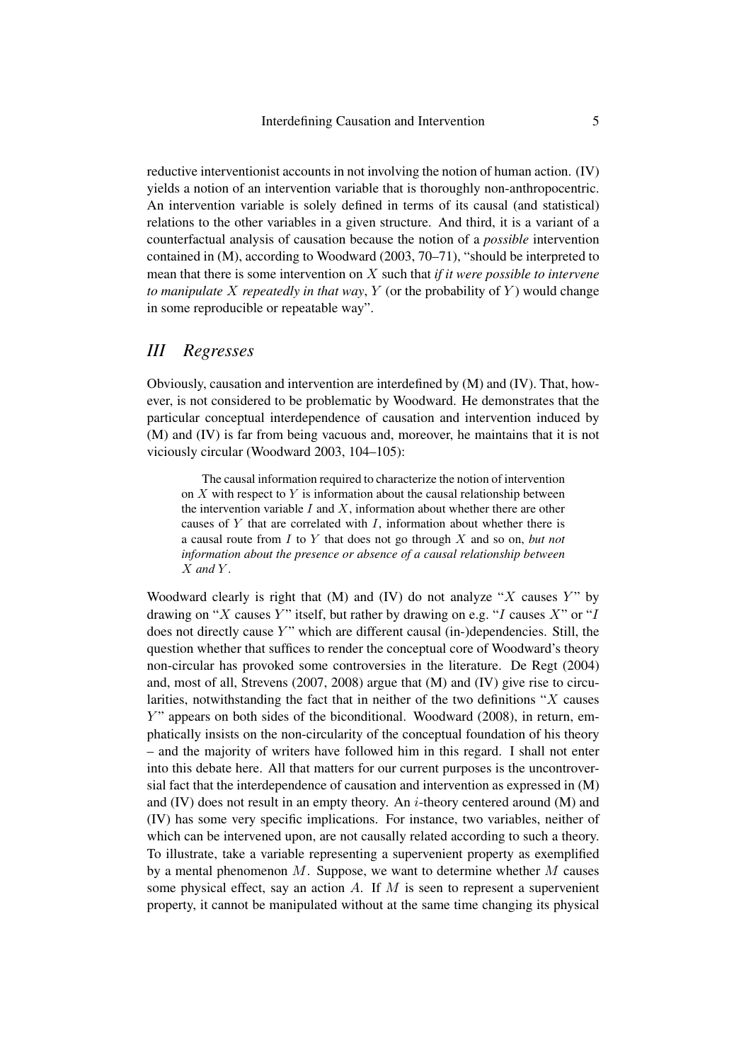reductive interventionist accounts in not involving the notion of human action. (IV) yields a notion of an intervention variable that is thoroughly non-anthropocentric. An intervention variable is solely defined in terms of its causal (and statistical) relations to the other variables in a given structure. And third, it is a variant of a counterfactual analysis of causation because the notion of a *possible* intervention contained in (M), according to Woodward (2003, 70–71), "should be interpreted to mean that there is some intervention on $X$ such that *if it were possible to intervene to manipulate $X$ repeatedly in that way*, $Y$ (or the probability of $Y$) would change in some reproducible or repeatable way".

## *III Regresses*

Obviously, causation and intervention are interdefined by (M) and (IV). That, however, is not considered to be problematic by Woodward. He demonstrates that the particular conceptual interdependence of causation and intervention induced by (M) and (IV) is far from being vacuous and, moreover, he maintains that it is not viciously circular (Woodward 2003, 104–105):

> The causal information required to characterize the notion of intervention on $X$ with respect to $Y$ is information about the causal relationship between the intervention variable $I$ and $X$, information about whether there are other causes of $Y$ that are correlated with $I$, information about whether there is a causal route from $I$ to $Y$ that does not go through $X$ and so on, *but not information about the presence or absence of a causal relationship between $X$ and $Y$*.

Woodward clearly is right that (M) and (IV) do not analyze "$X$ causes $Y$" by drawing on "$X$ causes $Y$" itself, but rather by drawing on e.g. "$I$ causes $X$" or "$I$ does not directly cause $Y$" which are different causal (in-)dependencies. Still, the question whether that suffices to render the conceptual core of Woodward's theory non-circular has provoked some controversies in the literature. De Regt (2004) and, most of all, Strevens (2007, 2008) argue that (M) and (IV) give rise to circularities, notwithstanding the fact that in neither of the two definitions "$X$ causes $Y$" appears on both sides of the biconditional. Woodward (2008), in return, emphatically insists on the non-circularity of the conceptual foundation of his theory – and the majority of writers have followed him in this regard. I shall not enter into this debate here. All that matters for our current purposes is the uncontroversial fact that the interdependence of causation and intervention as expressed in (M) and (IV) does not result in an empty theory. An $i$-theory centered around (M) and (IV) has some very specific implications. For instance, two variables, neither of which can be intervened upon, are not causally related according to such a theory. To illustrate, take a variable representing a supervenient property as exemplified by a mental phenomenon $M$. Suppose, we want to determine whether $M$ causes some physical effect, say an action $A$. If $M$ is seen to represent a supervenient property, it cannot be manipulated without at the same time changing its physical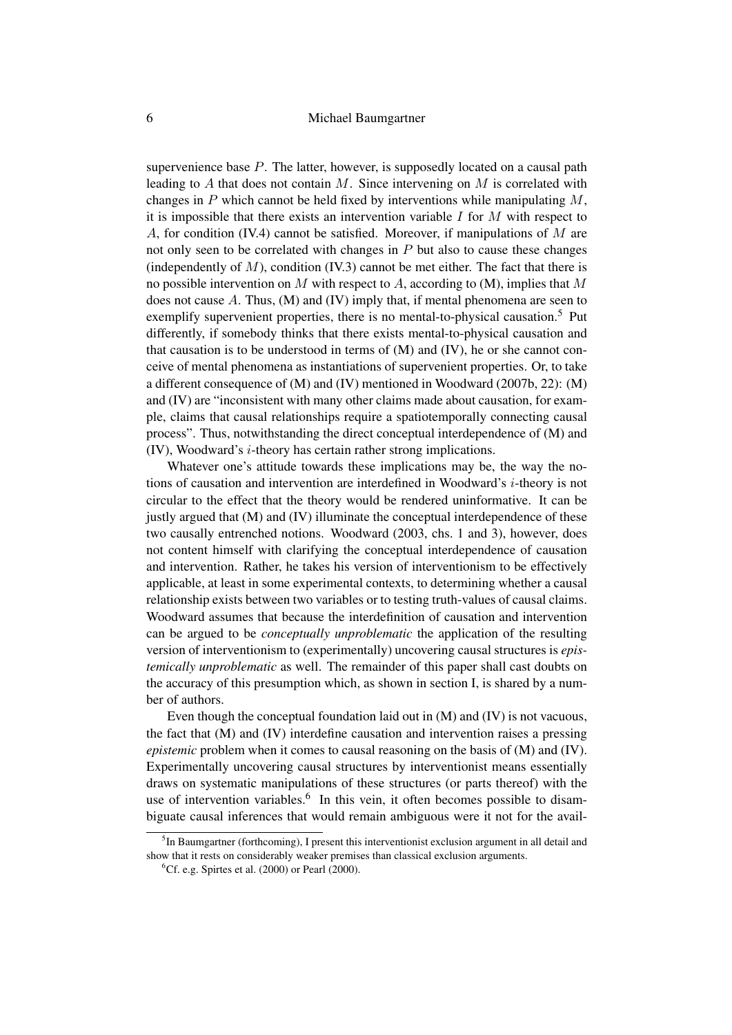supervenience base $P$. The latter, however, is supposedly located on a causal path leading to $A$ that does not contain $M$. Since intervening on $M$ is correlated with changes in $P$ which cannot be held fixed by interventions while manipulating $M$, it is impossible that there exists an intervention variable $I$ for $M$ with respect to $A$, for condition (IV.4) cannot be satisfied. Moreover, if manipulations of $M$ are not only seen to be correlated with changes in $P$ but also to cause these changes (independently of $M$), condition (IV.3) cannot be met either. The fact that there is no possible intervention on $M$ with respect to $A$, according to (M), implies that $M$ does not cause $A$. Thus, (M) and (IV) imply that, if mental phenomena are seen to exemplify supervenient properties, there is no mental-to-physical causation.[5] Put differently, if somebody thinks that there exists mental-to-physical causation and that causation is to be understood in terms of (M) and (IV), he or she cannot conceive of mental phenomena as instantiations of supervenient properties. Or, to take a different consequence of (M) and (IV) mentioned in Woodward (2007b, 22): (M) and (IV) are "inconsistent with many other claims made about causation, for example, claims that causal relationships require a spatiotemporally connecting causal process". Thus, notwithstanding the direct conceptual interdependence of (M) and (IV), Woodward's $i$-theory has certain rather strong implications.

Whatever one's attitude towards these implications may be, the way the notions of causation and intervention are interdefined in Woodward's $i$-theory is not circular to the effect that the theory would be rendered uninformative. It can be justly argued that (M) and (IV) illuminate the conceptual interdependence of these two causally entrenched notions. Woodward (2003, chs. 1 and 3), however, does not content himself with clarifying the conceptual interdependence of causation and intervention. Rather, he takes his version of interventionism to be effectively applicable, at least in some experimental contexts, to determining whether a causal relationship exists between two variables or to testing truth-values of causal claims. Woodward assumes that because the interdefinition of causation and intervention can be argued to be *conceptually unproblematic* the application of the resulting version of interventionism to (experimentally) uncovering causal structures is *epistemically unproblematic* as well. The remainder of this paper shall cast doubts on the accuracy of this presumption which, as shown in section I, is shared by a number of authors.

Even though the conceptual foundation laid out in (M) and (IV) is not vacuous, the fact that (M) and (IV) interdefine causation and intervention raises a pressing *epistemic* problem when it comes to causal reasoning on the basis of (M) and (IV). Experimentally uncovering causal structures by interventionist means essentially draws on systematic manipulations of these structures (or parts thereof) with the use of intervention variables.[6] In this vein, it often becomes possible to disambiguate causal inferences that would remain ambiguous were it not for the avail-

[5] In Baumgartner (forthcoming), I present this interventionist exclusion argument in all detail and show that it rests on considerably weaker premises than classical exclusion arguments.

[6] Cf. e.g. Spirtes et al. (2000) or Pearl (2000).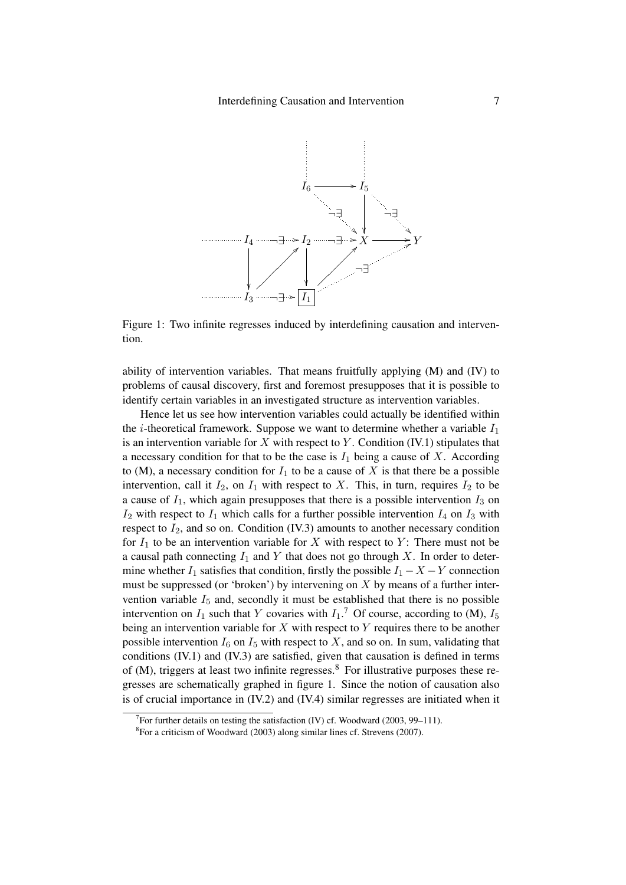Figure 1: Two infinite regresses induced by interdefining causation and intervention.

ability of intervention variables. That means fruitfully applying (M) and (IV) to problems of causal discovery, first and foremost presupposes that it is possible to identify certain variables in an investigated structure as intervention variables.

Hence let us see how intervention variables could actually be identified within the $i$-theoretical framework. Suppose we want to determine whether a variable $I_1$ is an intervention variable for $X$ with respect to $Y$. Condition (IV.1) stipulates that a necessary condition for that to be the case is $I_1$ being a cause of $X$. According to (M), a necessary condition for $I_1$ to be a cause of $X$ is that there be a possible intervention, call it $I_2$, on $I_1$ with respect to $X$. This, in turn, requires $I_2$ to be a cause of $I_1$, which again presupposes that there is a possible intervention $I_3$ on $I_2$ with respect to $I_1$ which calls for a further possible intervention $I_4$ on $I_3$ with respect to $I_2$, and so on. Condition (IV.3) amounts to another necessary condition for $I_1$ to be an intervention variable for $X$ with respect to $Y$: There must not be a causal path connecting $I_1$ and $Y$ that does not go through $X$. In order to determine whether $I_1$ satisfies that condition, firstly the possible $I_1 - X - Y$ connection must be suppressed (or 'broken') by intervening on $X$ by means of a further intervention variable $I_5$ and, secondly it must be established that there is no possible intervention on $I_1$ such that $Y$ covaries with $I_1$.[7] Of course, according to (M), $I_5$ being an intervention variable for $X$ with respect to $Y$ requires there to be another possible intervention $I_6$ on $I_5$ with respect to $X$, and so on. In sum, validating that conditions (IV.1) and (IV.3) are satisfied, given that causation is defined in terms of (M), triggers at least two infinite regresses.[8] For illustrative purposes these regresses are schematically graphed in figure 1. Since the notion of causation also is of crucial importance in (IV.2) and (IV.4) similar regresses are initiated when it

[7] For further details on testing the satisfaction (IV) cf. Woodward (2003, 99–111).

[8] For a criticism of Woodward (2003) along similar lines cf. Strevens (2007).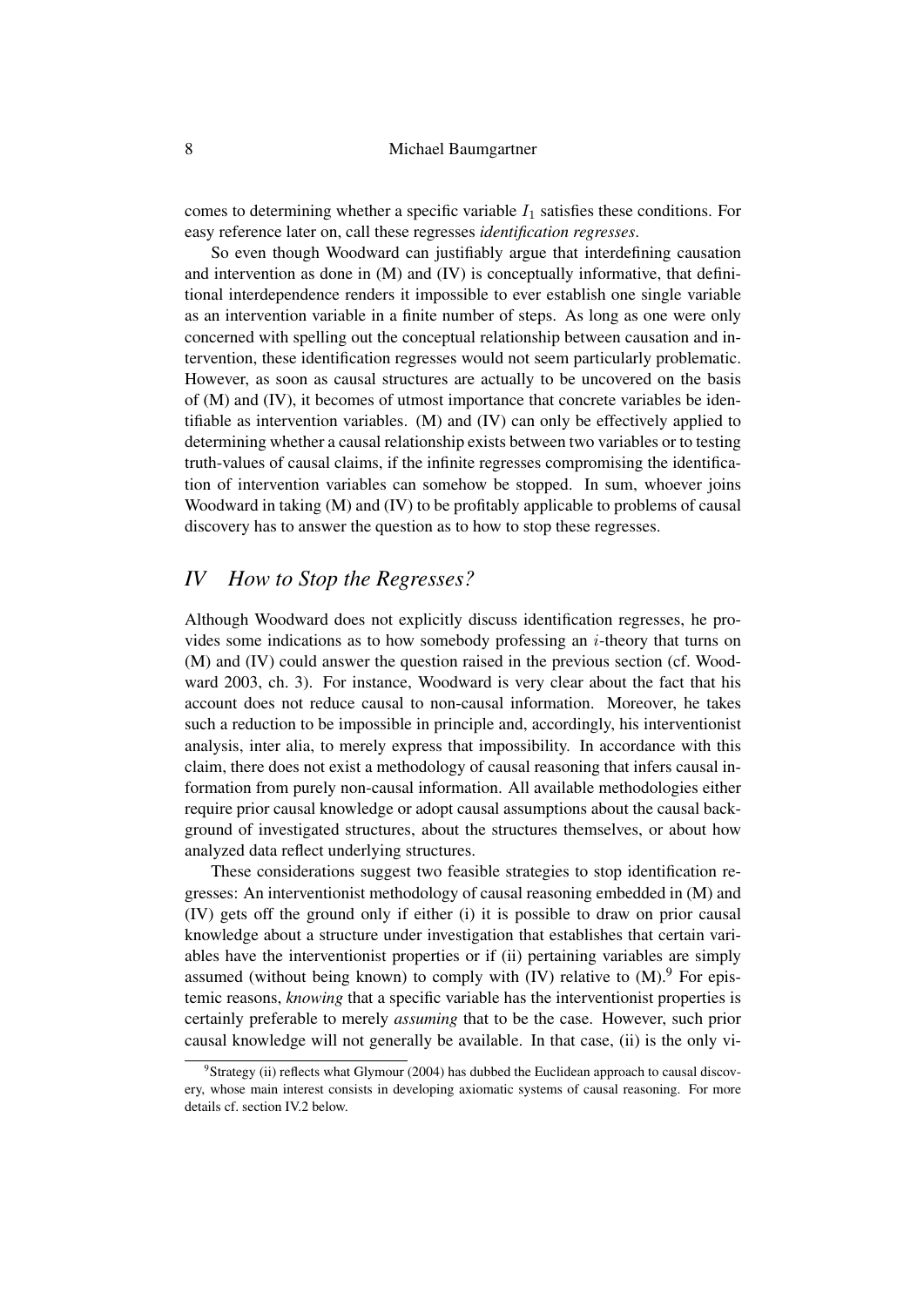comes to determining whether a specific variable $I_1$ satisfies these conditions. For easy reference later on, call these regresses *identification regresses*.

So even though Woodward can justifiably argue that interdefining causation and intervention as done in (M) and (IV) is conceptually informative, that definitional interdependence renders it impossible to ever establish one single variable as an intervention variable in a finite number of steps. As long as one were only concerned with spelling out the conceptual relationship between causation and intervention, these identification regresses would not seem particularly problematic. However, as soon as causal structures are actually to be uncovered on the basis of (M) and (IV), it becomes of utmost importance that concrete variables be identifiable as intervention variables. (M) and (IV) can only be effectively applied to determining whether a causal relationship exists between two variables or to testing truth-values of causal claims, if the infinite regresses compromising the identification of intervention variables can somehow be stopped. In sum, whoever joins Woodward in taking (M) and (IV) to be profitably applicable to problems of causal discovery has to answer the question as to how to stop these regresses.

## IV How to Stop the Regresses?

Although Woodward does not explicitly discuss identification regresses, he provides some indications as to how somebody professing an $i$-theory that turns on (M) and (IV) could answer the question raised in the previous section (cf. Woodward 2003, ch. 3). For instance, Woodward is very clear about the fact that his account does not reduce causal to non-causal information. Moreover, he takes such a reduction to be impossible in principle and, accordingly, his interventionist analysis, inter alia, to merely express that impossibility. In accordance with this claim, there does not exist a methodology of causal reasoning that infers causal information from purely non-causal information. All available methodologies either require prior causal knowledge or adopt causal assumptions about the causal background of investigated structures, about the structures themselves, or about how analyzed data reflect underlying structures.

These considerations suggest two feasible strategies to stop identification regresses: An interventionist methodology of causal reasoning embedded in (M) and (IV) gets off the ground only if either (i) it is possible to draw on prior causal knowledge about a structure under investigation that establishes that certain variables have the interventionist properties or if (ii) pertaining variables are simply assumed (without being known) to comply with (IV) relative to (M).[9] For epistemic reasons, *knowing* that a specific variable has the interventionist properties is certainly preferable to merely *assuming* that to be the case. However, such prior causal knowledge will not generally be available. In that case, (ii) is the only vi-

[9] Strategy (ii) reflects what Glymour (2004) has dubbed the Euclidean approach to causal discovery, whose main interest consists in developing axiomatic systems of causal reasoning. For more details cf. section IV.2 below.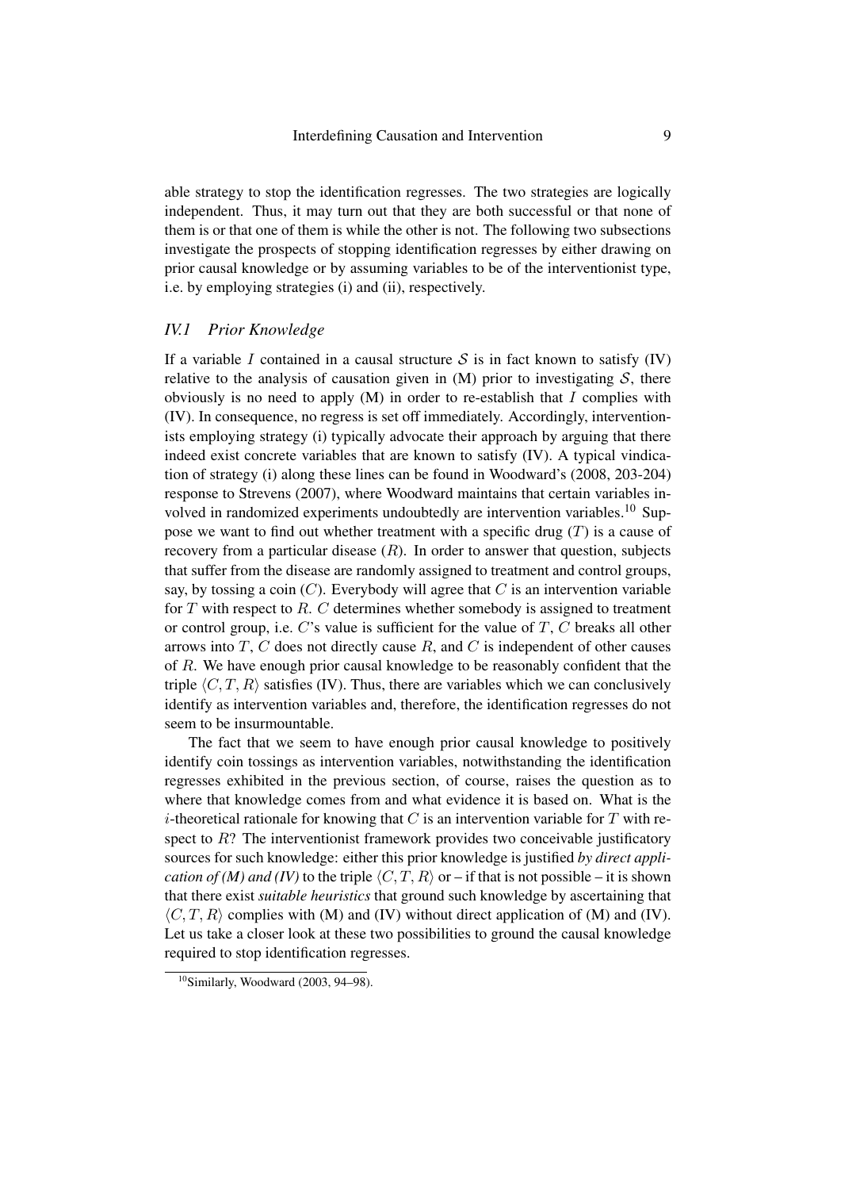able strategy to stop the identification regresses. The two strategies are logically independent. Thus, it may turn out that they are both successful or that none of them is or that one of them is while the other is not. The following two subsections investigate the prospects of stopping identification regresses by either drawing on prior causal knowledge or by assuming variables to be of the interventionist type, i.e. by employing strategies (i) and (ii), respectively.

### *IV.1 Prior Knowledge*

If a variable $I$ contained in a causal structure $\mathcal{S}$ is in fact known to satisfy (IV) relative to the analysis of causation given in (M) prior to investigating $\mathcal{S}$, there obviously is no need to apply (M) in order to re-establish that $I$ complies with (IV). In consequence, no regress is set off immediately. Accordingly, interventionists employing strategy (i) typically advocate their approach by arguing that there indeed exist concrete variables that are known to satisfy (IV). A typical vindication of strategy (i) along these lines can be found in Woodward's (2008, 203-204) response to Strevens (2007), where Woodward maintains that certain variables involved in randomized experiments undoubtedly are intervention variables.[10] Suppose we want to find out whether treatment with a specific drug ($T$) is a cause of recovery from a particular disease ($R$). In order to answer that question, subjects that suffer from the disease are randomly assigned to treatment and control groups, say, by tossing a coin ($C$). Everybody will agree that $C$ is an intervention variable for $T$ with respect to $R$. $C$ determines whether somebody is assigned to treatment or control group, i.e. $C$'s value is sufficient for the value of $T$, $C$ breaks all other arrows into $T$, $C$ does not directly cause $R$, and $C$ is independent of other causes of $R$. We have enough prior causal knowledge to be reasonably confident that the triple $\langle C, T, R\rangle$ satisfies (IV). Thus, there are variables which we can conclusively identify as intervention variables and, therefore, the identification regresses do not seem to be insurmountable.

The fact that we seem to have enough prior causal knowledge to positively identify coin tossings as intervention variables, notwithstanding the identification regresses exhibited in the previous section, of course, raises the question as to where that knowledge comes from and what evidence it is based on. What is the $i$-theoretical rationale for knowing that $C$ is an intervention variable for $T$ with respect to $R$? The interventionist framework provides two conceivable justificatory sources for such knowledge: either this prior knowledge is justified *by direct application of (M) and (IV)* to the triple $\langle C, T, R\rangle$ or – if that is not possible – it is shown that there exist *suitable heuristics* that ground such knowledge by ascertaining that $\langle C, T, R\rangle$ complies with (M) and (IV) without direct application of (M) and (IV). Let us take a closer look at these two possibilities to ground the causal knowledge required to stop identification regresses.

[10] Similarly, Woodward (2003, 94–98).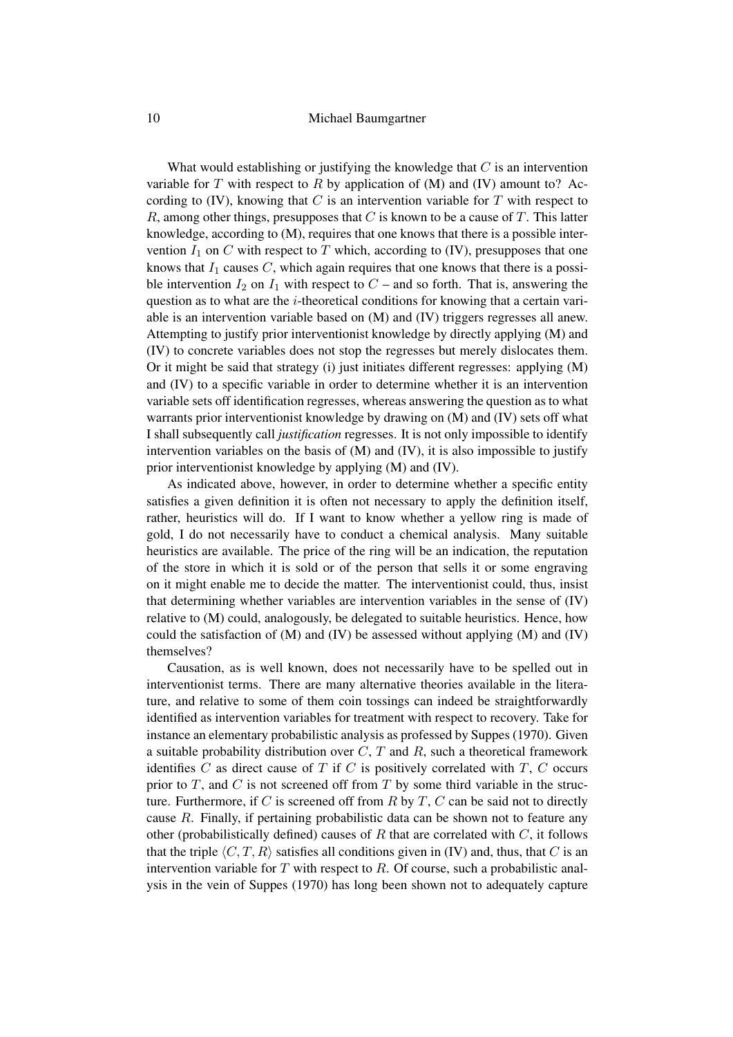What would establishing or justifying the knowledge that $C$ is an intervention variable for $T$ with respect to $R$ by application of (M) and (IV) amount to? According to (IV), knowing that $C$ is an intervention variable for $T$ with respect to $R$, among other things, presupposes that $C$ is known to be a cause of $T$. This latter knowledge, according to (M), requires that one knows that there is a possible intervention $I_1$ on $C$ with respect to $T$ which, according to (IV), presupposes that one knows that $I_1$ causes $C$, which again requires that one knows that there is a possible intervention $I_2$ on $I_1$ with respect to $C$ – and so forth. That is, answering the question as to what are the $i$-theoretical conditions for knowing that a certain variable is an intervention variable based on (M) and (IV) triggers regresses all anew. Attempting to justify prior interventionist knowledge by directly applying (M) and (IV) to concrete variables does not stop the regresses but merely dislocates them. Or it might be said that strategy (i) just initiates different regresses: applying (M) and (IV) to a specific variable in order to determine whether it is an intervention variable sets off identification regresses, whereas answering the question as to what warrants prior interventionist knowledge by drawing on (M) and (IV) sets off what I shall subsequently call *justification* regresses. It is not only impossible to identify intervention variables on the basis of (M) and (IV), it is also impossible to justify prior interventionist knowledge by applying (M) and (IV).

As indicated above, however, in order to determine whether a specific entity satisfies a given definition it is often not necessary to apply the definition itself, rather, heuristics will do. If I want to know whether a yellow ring is made of gold, I do not necessarily have to conduct a chemical analysis. Many suitable heuristics are available. The price of the ring will be an indication, the reputation of the store in which it is sold or of the person that sells it or some engraving on it might enable me to decide the matter. The interventionist could, thus, insist that determining whether variables are intervention variables in the sense of (IV) relative to (M) could, analogously, be delegated to suitable heuristics. Hence, how could the satisfaction of (M) and (IV) be assessed without applying (M) and (IV) themselves?

Causation, as is well known, does not necessarily have to be spelled out in interventionist terms. There are many alternative theories available in the literature, and relative to some of them coin tossings can indeed be straightforwardly identified as intervention variables for treatment with respect to recovery. Take for instance an elementary probabilistic analysis as professed by Suppes (1970). Given a suitable probability distribution over $C$, $T$ and $R$, such a theoretical framework identifies $C$ as direct cause of $T$ if $C$ is positively correlated with $T$, $C$ occurs prior to $T$, and $C$ is not screened off from $T$ by some third variable in the structure. Furthermore, if $C$ is screened off from $R$ by $T$, $C$ can be said not to directly cause $R$. Finally, if pertaining probabilistic data can be shown not to feature any other (probabilistically defined) causes of $R$ that are correlated with $C$, it follows that the triple $\langle C, T, R \rangle$ satisfies all conditions given in (IV) and, thus, that $C$ is an intervention variable for $T$ with respect to $R$. Of course, such a probabilistic analysis in the vein of Suppes (1970) has long been shown not to adequately capture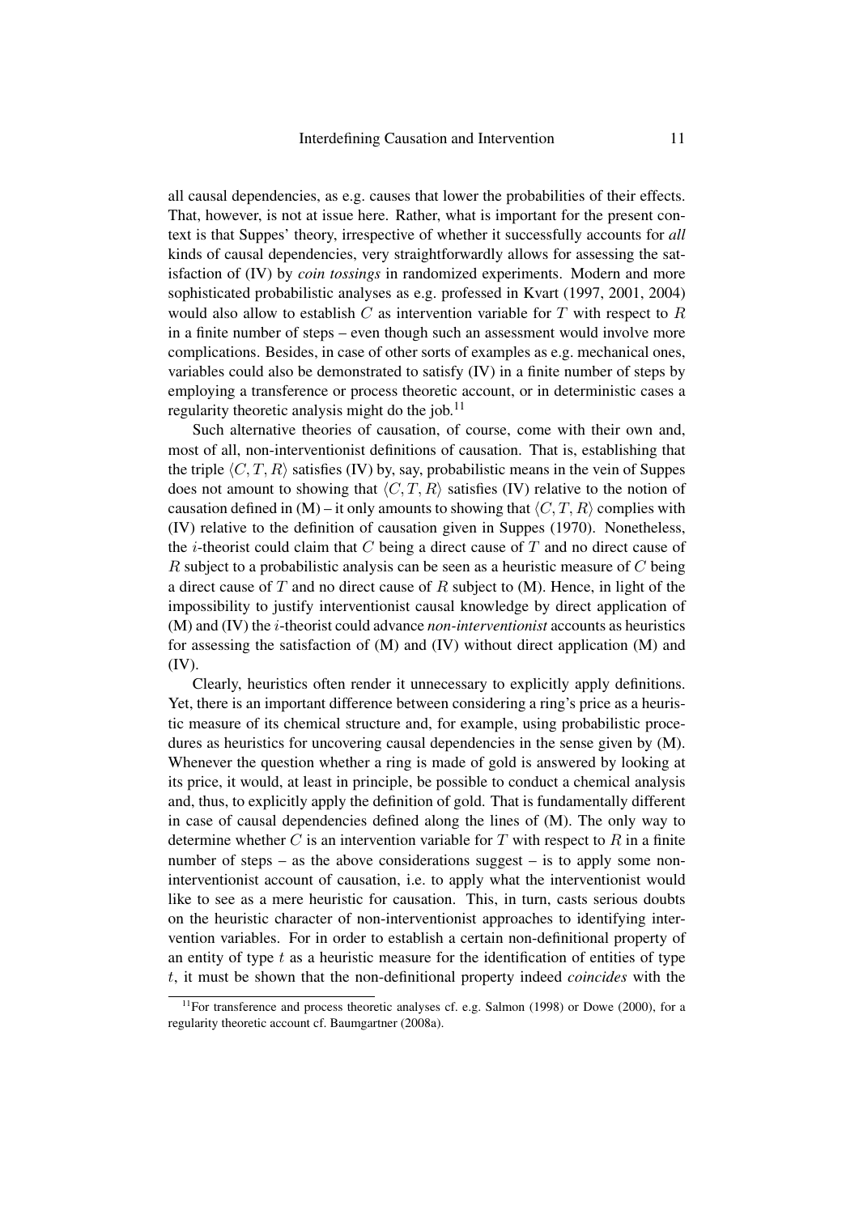all causal dependencies, as e.g. causes that lower the probabilities of their effects. That, however, is not at issue here. Rather, what is important for the present context is that Suppes' theory, irrespective of whether it successfully accounts for *all* kinds of causal dependencies, very straightforwardly allows for assessing the satisfaction of (IV) by *coin tossings* in randomized experiments. Modern and more sophisticated probabilistic analyses as e.g. professed in Kvart (1997, 2001, 2004) would also allow to establish $C$ as intervention variable for $T$ with respect to $R$ in a finite number of steps – even though such an assessment would involve more complications. Besides, in case of other sorts of examples as e.g. mechanical ones, variables could also be demonstrated to satisfy (IV) in a finite number of steps by employing a transference or process theoretic account, or in deterministic cases a regularity theoretic analysis might do the job.[11]

Such alternative theories of causation, of course, come with their own and, most of all, non-interventionist definitions of causation. That is, establishing that the triple $\langle C, T, R\rangle$ satisfies (IV) by, say, probabilistic means in the vein of Suppes does not amount to showing that $\langle C, T, R\rangle$ satisfies (IV) relative to the notion of causation defined in (M) – it only amounts to showing that $\langle C, T, R\rangle$ complies with (IV) relative to the definition of causation given in Suppes (1970). Nonetheless, the $i$-theorist could claim that $C$ being a direct cause of $T$ and no direct cause of $R$ subject to a probabilistic analysis can be seen as a heuristic measure of $C$ being a direct cause of $T$ and no direct cause of $R$ subject to (M). Hence, in light of the impossibility to justify interventionist causal knowledge by direct application of (M) and (IV) the $i$-theorist could advance *non-interventionist* accounts as heuristics for assessing the satisfaction of (M) and (IV) without direct application (M) and (IV).

Clearly, heuristics often render it unnecessary to explicitly apply definitions. Yet, there is an important difference between considering a ring's price as a heuristic measure of its chemical structure and, for example, using probabilistic procedures as heuristics for uncovering causal dependencies in the sense given by (M). Whenever the question whether a ring is made of gold is answered by looking at its price, it would, at least in principle, be possible to conduct a chemical analysis and, thus, to explicitly apply the definition of gold. That is fundamentally different in case of causal dependencies defined along the lines of (M). The only way to determine whether $C$ is an intervention variable for $T$ with respect to $R$ in a finite number of steps – as the above considerations suggest – is to apply some non-interventionist account of causation, i.e. to apply what the interventionist would like to see as a mere heuristic for causation. This, in turn, casts serious doubts on the heuristic character of non-interventionist approaches to identifying intervention variables. For in order to establish a certain non-definitional property of an entity of type $t$ as a heuristic measure for the identification of entities of type $t$, it must be shown that the non-definitional property indeed *coincides* with the

[11]For transference and process theoretic analyses cf. e.g. Salmon (1998) or Dowe (2000), for a regularity theoretic account cf. Baumgartner (2008a).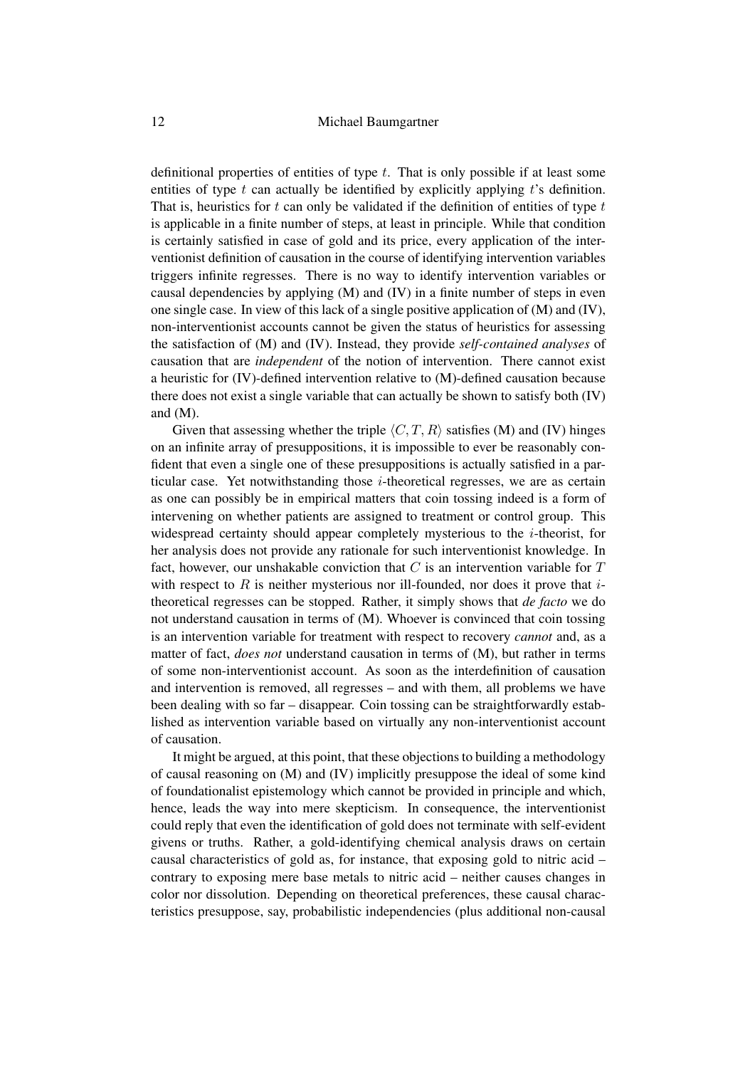definitional properties of entities of type $t$. That is only possible if at least some entities of type $t$ can actually be identified by explicitly applying $t$'s definition. That is, heuristics for $t$ can only be validated if the definition of entities of type $t$ is applicable in a finite number of steps, at least in principle. While that condition is certainly satisfied in case of gold and its price, every application of the interventionist definition of causation in the course of identifying intervention variables triggers infinite regresses. There is no way to identify intervention variables or causal dependencies by applying (M) and (IV) in a finite number of steps in even one single case. In view of this lack of a single positive application of (M) and (IV), non-interventionist accounts cannot be given the status of heuristics for assessing the satisfaction of (M) and (IV). Instead, they provide *self-contained analyses* of causation that are *independent* of the notion of intervention. There cannot exist a heuristic for (IV)-defined intervention relative to (M)-defined causation because there does not exist a single variable that can actually be shown to satisfy both (IV) and (M).

Given that assessing whether the triple $\langle C, T, R\rangle$ satisfies (M) and (IV) hinges on an infinite array of presuppositions, it is impossible to ever be reasonably confident that even a single one of these presuppositions is actually satisfied in a particular case. Yet notwithstanding those $i$-theoretical regresses, we are as certain as one can possibly be in empirical matters that coin tossing indeed is a form of intervening on whether patients are assigned to treatment or control group. This widespread certainty should appear completely mysterious to the $i$-theorist, for her analysis does not provide any rationale for such interventionist knowledge. In fact, however, our unshakable conviction that $C$ is an intervention variable for $T$ with respect to $R$ is neither mysterious nor ill-founded, nor does it prove that $i$-theoretical regresses can be stopped. Rather, it simply shows that *de facto* we do not understand causation in terms of (M). Whoever is convinced that coin tossing is an intervention variable for treatment with respect to recovery *cannot* and, as a matter of fact, *does not* understand causation in terms of (M), but rather in terms of some non-interventionist account. As soon as the interdefinition of causation and intervention is removed, all regresses – and with them, all problems we have been dealing with so far – disappear. Coin tossing can be straightforwardly established as intervention variable based on virtually any non-interventionist account of causation.

It might be argued, at this point, that these objections to building a methodology of causal reasoning on (M) and (IV) implicitly presuppose the ideal of some kind of foundationalist epistemology which cannot be provided in principle and which, hence, leads the way into mere skepticism. In consequence, the interventionist could reply that even the identification of gold does not terminate with self-evident givens or truths. Rather, a gold-identifying chemical analysis draws on certain causal characteristics of gold as, for instance, that exposing gold to nitric acid – contrary to exposing mere base metals to nitric acid – neither causes changes in color nor dissolution. Depending on theoretical preferences, these causal characteristics presuppose, say, probabilistic independencies (plus additional non-causal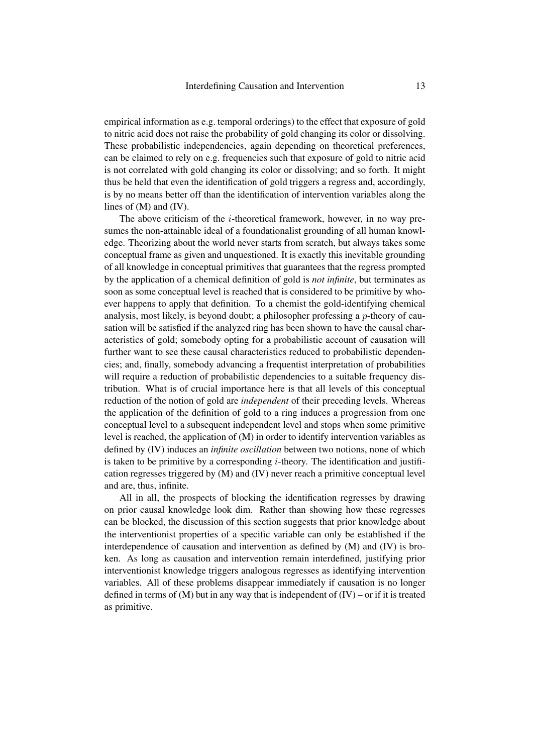empirical information as e.g. temporal orderings) to the effect that exposure of gold to nitric acid does not raise the probability of gold changing its color or dissolving. These probabilistic independencies, again depending on theoretical preferences, can be claimed to rely on e.g. frequencies such that exposure of gold to nitric acid is not correlated with gold changing its color or dissolving; and so forth. It might thus be held that even the identification of gold triggers a regress and, accordingly, is by no means better off than the identification of intervention variables along the lines of (M) and (IV).

The above criticism of the $i$-theoretical framework, however, in no way presumes the non-attainable ideal of a foundationalist grounding of all human knowledge. Theorizing about the world never starts from scratch, but always takes some conceptual frame as given and unquestioned. It is exactly this inevitable grounding of all knowledge in conceptual primitives that guarantees that the regress prompted by the application of a chemical definition of gold is *not infinite*, but terminates as soon as some conceptual level is reached that is considered to be primitive by whoever happens to apply that definition. To a chemist the gold-identifying chemical analysis, most likely, is beyond doubt; a philosopher professing a $p$-theory of causation will be satisfied if the analyzed ring has been shown to have the causal characteristics of gold; somebody opting for a probabilistic account of causation will further want to see these causal characteristics reduced to probabilistic dependencies; and, finally, somebody advancing a frequentist interpretation of probabilities will require a reduction of probabilistic dependencies to a suitable frequency distribution. What is of crucial importance here is that all levels of this conceptual reduction of the notion of gold are *independent* of their preceding levels. Whereas the application of the definition of gold to a ring induces a progression from one conceptual level to a subsequent independent level and stops when some primitive level is reached, the application of (M) in order to identify intervention variables as defined by (IV) induces an *infinite oscillation* between two notions, none of which is taken to be primitive by a corresponding $i$-theory. The identification and justification regresses triggered by (M) and (IV) never reach a primitive conceptual level and are, thus, infinite.

All in all, the prospects of blocking the identification regresses by drawing on prior causal knowledge look dim. Rather than showing how these regresses can be blocked, the discussion of this section suggests that prior knowledge about the interventionist properties of a specific variable can only be established if the interdependence of causation and intervention as defined by (M) and (IV) is broken. As long as causation and intervention remain interdefined, justifying prior interventionist knowledge triggers analogous regresses as identifying intervention variables. All of these problems disappear immediately if causation is no longer defined in terms of (M) but in any way that is independent of (IV) – or if it is treated as primitive.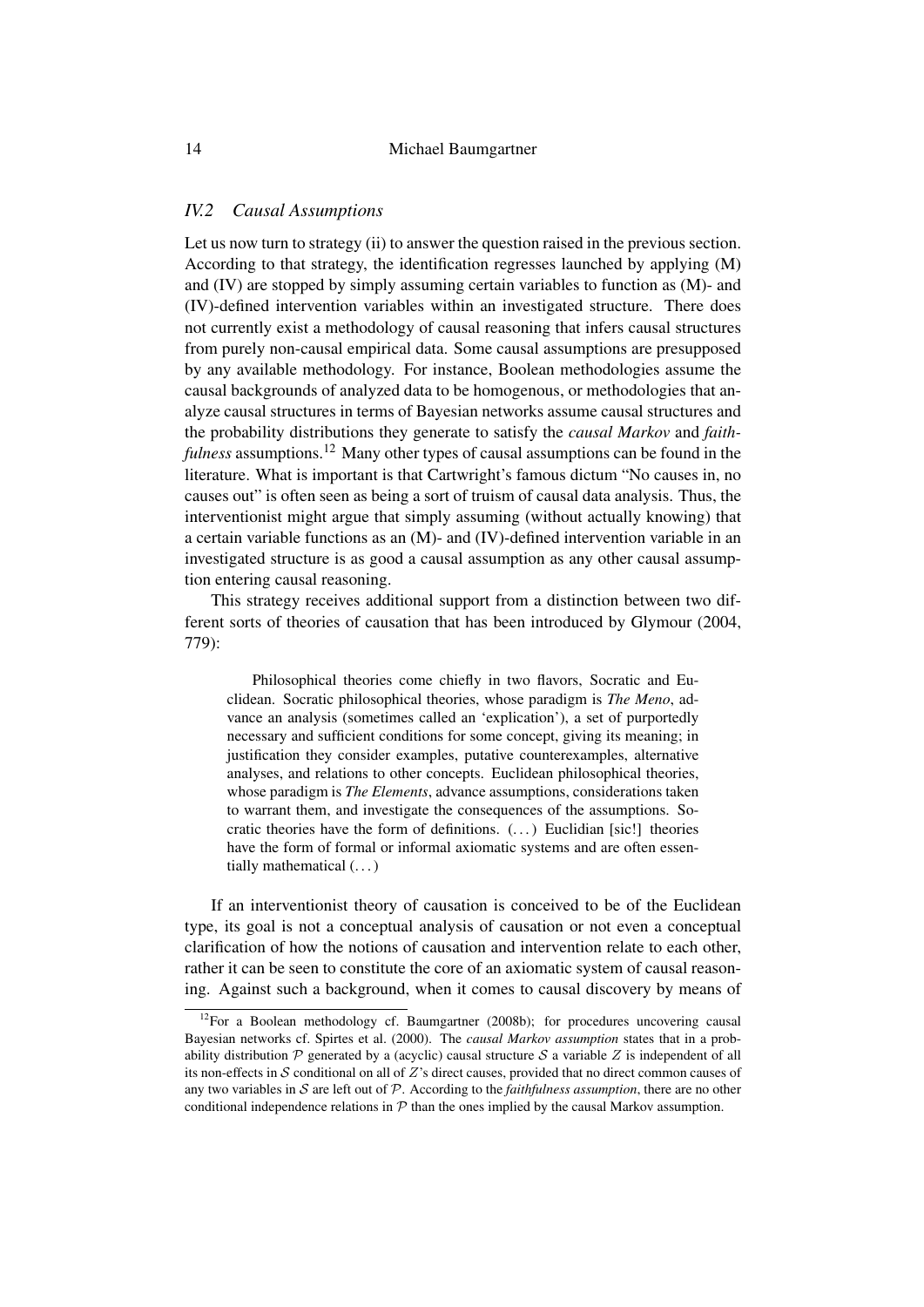### *IV.2 Causal Assumptions*

Let us now turn to strategy (ii) to answer the question raised in the previous section. According to that strategy, the identification regresses launched by applying (M) and (IV) are stopped by simply assuming certain variables to function as (M)- and (IV)-defined intervention variables within an investigated structure. There does not currently exist a methodology of causal reasoning that infers causal structures from purely non-causal empirical data. Some causal assumptions are presupposed by any available methodology. For instance, Boolean methodologies assume the causal backgrounds of analyzed data to be homogenous, or methodologies that analyze causal structures in terms of Bayesian networks assume causal structures and the probability distributions they generate to satisfy the *causal Markov* and *faithfulness* assumptions.[12] Many other types of causal assumptions can be found in the literature. What is important is that Cartwright's famous dictum "No causes in, no causes out" is often seen as being a sort of truism of causal data analysis. Thus, the interventionist might argue that simply assuming (without actually knowing) that a certain variable functions as an (M)- and (IV)-defined intervention variable in an investigated structure is as good a causal assumption as any other causal assumption entering causal reasoning.

This strategy receives additional support from a distinction between two different sorts of theories of causation that has been introduced by Glymour (2004, 779):

> Philosophical theories come chiefly in two flavors, Socratic and Euclidean. Socratic philosophical theories, whose paradigm is *The Meno*, advance an analysis (sometimes called an 'explication'), a set of purportedly necessary and sufficient conditions for some concept, giving its meaning; in justification they consider examples, putative counterexamples, alternative analyses, and relations to other concepts. Euclidean philosophical theories, whose paradigm is *The Elements*, advance assumptions, considerations taken to warrant them, and investigate the consequences of the assumptions. Socratic theories have the form of definitions. (...) Euclidian [sic!] theories have the form of formal or informal axiomatic systems and are often essentially mathematical (...)

If an interventionist theory of causation is conceived to be of the Euclidean type, its goal is not a conceptual analysis of causation or not even a conceptual clarification of how the notions of causation and intervention relate to each other, rather it can be seen to constitute the core of an axiomatic system of causal reasoning. Against such a background, when it comes to causal discovery by means of

---

[12] For a Boolean methodology cf. Baumgartner (2008b); for procedures uncovering causal Bayesian networks cf. Spirtes et al. (2000). The *causal Markov assumption* states that in a probability distribution $\mathcal{P}$ generated by a (acyclic) causal structure $\mathcal{S}$ a variable $Z$ is independent of all its non-effects in $\mathcal{S}$ conditional on all of $Z$'s direct causes, provided that no direct common causes of any two variables in $\mathcal{S}$ are left out of $\mathcal{P}$. According to the *faithfulness assumption*, there are no other conditional independence relations in $\mathcal{P}$ than the ones implied by the causal Markov assumption.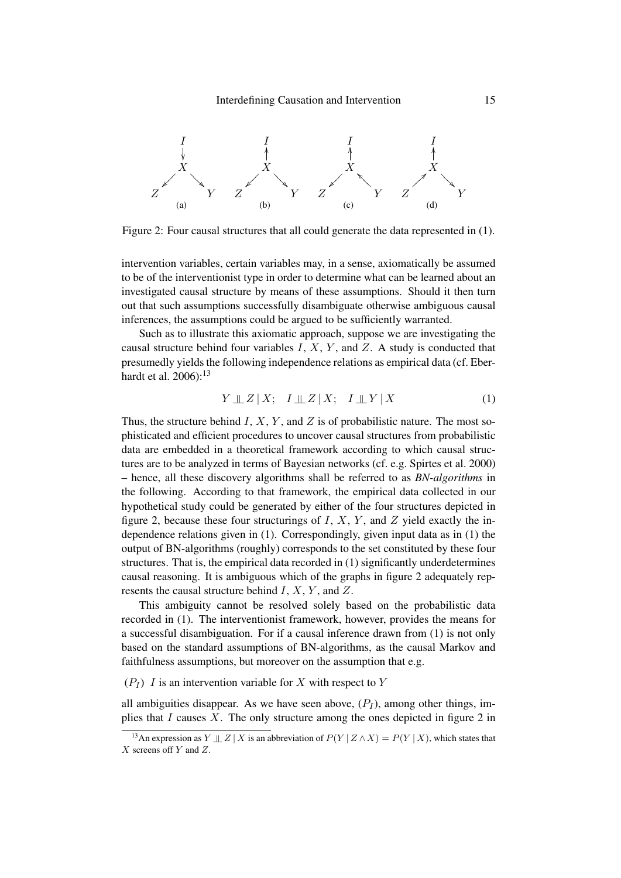Figure 2: Four causal structures that all could generate the data represented in (1).

intervention variables, certain variables may, in a sense, axiomatically be assumed to be of the interventionist type in order to determine what can be learned about an investigated causal structure by means of these assumptions. Should it then turn out that such assumptions successfully disambiguate otherwise ambiguous causal inferences, the assumptions could be argued to be sufficiently warranted.

Such as to illustrate this axiomatic approach, suppose we are investigating the causal structure behind four variables $I$, $X$, $Y$, and $Z$. A study is conducted that presumedly yields the following independence relations as empirical data (cf. Eberhardt et al. 2006):[13]

$$Y \perp\!\!\!\perp Z \mid X; \quad I \perp\!\!\!\perp Z \mid X; \quad I \perp\!\!\!\perp Y \mid X \tag{1}$$

Thus, the structure behind $I$, $X$, $Y$, and $Z$ is of probabilistic nature. The most sophisticated and efficient procedures to uncover causal structures from probabilistic data are embedded in a theoretical framework according to which causal structures are to be analyzed in terms of Bayesian networks (cf. e.g. Spirtes et al. 2000) – hence, all these discovery algorithms shall be referred to as *BN-algorithms* in the following. According to that framework, the empirical data collected in our hypothetical study could be generated by either of the four structures depicted in figure 2, because these four structurings of $I$, $X$, $Y$, and $Z$ yield exactly the independence relations given in (1). Correspondingly, given input data as in (1) the output of BN-algorithms (roughly) corresponds to the set constituted by these four structures. That is, the empirical data recorded in (1) significantly underdetermines causal reasoning. It is ambiguous which of the graphs in figure 2 adequately represents the causal structure behind $I$, $X$, $Y$, and $Z$.

This ambiguity cannot be resolved solely based on the probabilistic data recorded in (1). The interventionist framework, however, provides the means for a successful disambiguation. For if a causal inference drawn from (1) is not only based on the standard assumptions of BN-algorithms, as the causal Markov and faithfulness assumptions, but moreover on the assumption that e.g.

($P_I$) $I$ is an intervention variable for $X$ with respect to $Y$

all ambiguities disappear. As we have seen above, ($P_I$), among other things, implies that $I$ causes $X$. The only structure among the ones depicted in figure 2 in

[13] An expression as $Y \perp\!\!\!\perp Z \mid X$ is an abbreviation of $P(Y \mid Z \wedge X) = P(Y \mid X)$, which states that $X$ screens off $Y$ and $Z$.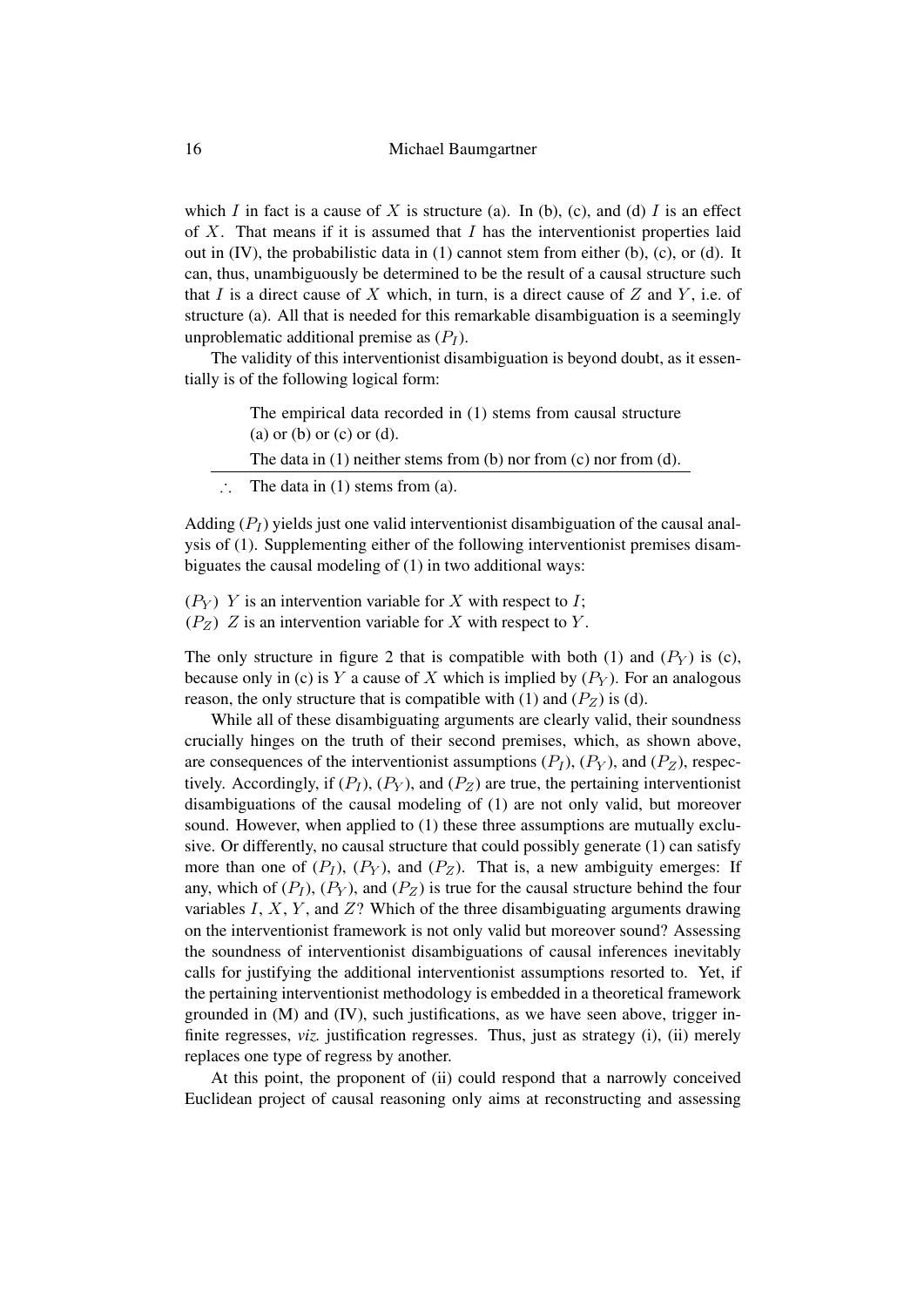which $I$ in fact is a cause of $X$ is structure (a). In (b), (c), and (d) $I$ is an effect of $X$. That means if it is assumed that $I$ has the interventionist properties laid out in (IV), the probabilistic data in (1) cannot stem from either (b), (c), or (d). It can, thus, unambiguously be determined to be the result of a causal structure such that $I$ is a direct cause of $X$ which, in turn, is a direct cause of $Z$ and $Y$, i.e. of structure (a). All that is needed for this remarkable disambiguation is a seemingly unproblematic additional premise as $(P_I)$.

The validity of this interventionist disambiguation is beyond doubt, as it essentially is of the following logical form:

> The empirical data recorded in (1) stems from causal structure (a) or (b) or (c) or (d).
>
> The data in (1) neither stems from (b) nor from (c) nor from (d).
>
> ---
>
> $\therefore$ The data in (1) stems from (a).

Adding $(P_I)$ yields just one valid interventionist disambiguation of the causal analysis of (1). Supplementing either of the following interventionist premises disambiguates the causal modeling of (1) in two additional ways:

$(P_Y)$ $Y$ is an intervention variable for $X$ with respect to $I$;
$(P_Z)$ $Z$ is an intervention variable for $X$ with respect to $Y$.

The only structure in figure 2 that is compatible with both (1) and $(P_Y)$ is (c), because only in (c) is $Y$ a cause of $X$ which is implied by $(P_Y)$. For an analogous reason, the only structure that is compatible with (1) and $(P_Z)$ is (d).

While all of these disambiguating arguments are clearly valid, their soundness crucially hinges on the truth of their second premises, which, as shown above, are consequences of the interventionist assumptions $(P_I)$, $(P_Y)$, and $(P_Z)$, respectively. Accordingly, if $(P_I)$, $(P_Y)$, and $(P_Z)$ are true, the pertaining interventionist disambiguations of the causal modeling of (1) are not only valid, but moreover sound. However, when applied to (1) these three assumptions are mutually exclusive. Or differently, no causal structure that could possibly generate (1) can satisfy more than one of $(P_I)$, $(P_Y)$, and $(P_Z)$. That is, a new ambiguity emerges: If any, which of $(P_I)$, $(P_Y)$, and $(P_Z)$ is true for the causal structure behind the four variables $I$, $X$, $Y$, and $Z$? Which of the three disambiguating arguments drawing on the interventionist framework is not only valid but moreover sound? Assessing the soundness of interventionist disambiguations of causal inferences inevitably calls for justifying the additional interventionist assumptions resorted to. Yet, if the pertaining interventionist methodology is embedded in a theoretical framework grounded in (M) and (IV), such justifications, as we have seen above, trigger infinite regresses, *viz.* justification regresses. Thus, just as strategy (i), (ii) merely replaces one type of regress by another.

At this point, the proponent of (ii) could respond that a narrowly conceived Euclidean project of causal reasoning only aims at reconstructing and assessing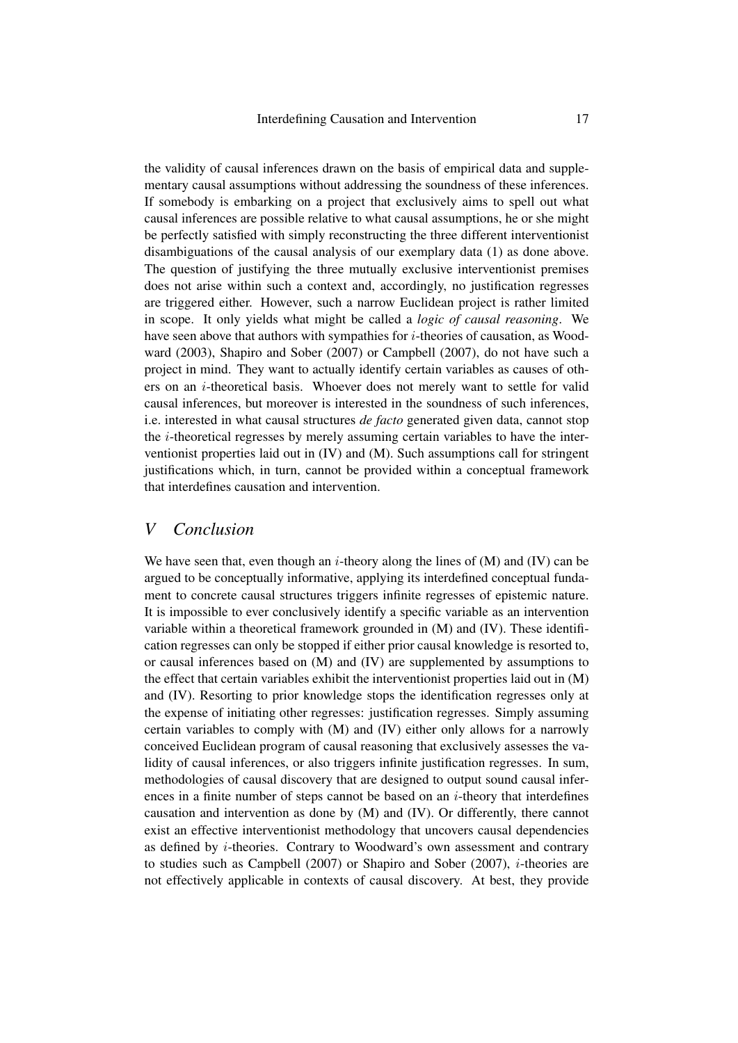the validity of causal inferences drawn on the basis of empirical data and supplementary causal assumptions without addressing the soundness of these inferences. If somebody is embarking on a project that exclusively aims to spell out what causal inferences are possible relative to what causal assumptions, he or she might be perfectly satisfied with simply reconstructing the three different interventionist disambiguations of the causal analysis of our exemplary data (1) as done above. The question of justifying the three mutually exclusive interventionist premises does not arise within such a context and, accordingly, no justification regresses are triggered either. However, such a narrow Euclidean project is rather limited in scope. It only yields what might be called a *logic of causal reasoning*. We have seen above that authors with sympathies for $i$-theories of causation, as Woodward (2003), Shapiro and Sober (2007) or Campbell (2007), do not have such a project in mind. They want to actually identify certain variables as causes of others on an $i$-theoretical basis. Whoever does not merely want to settle for valid causal inferences, but moreover is interested in the soundness of such inferences, i.e. interested in what causal structures *de facto* generated given data, cannot stop the $i$-theoretical regresses by merely assuming certain variables to have the interventionist properties laid out in (IV) and (M). Such assumptions call for stringent justifications which, in turn, cannot be provided within a conceptual framework that interdefines causation and intervention.

## *V Conclusion*

We have seen that, even though an $i$-theory along the lines of (M) and (IV) can be argued to be conceptually informative, applying its interdefined conceptual fundament to concrete causal structures triggers infinite regresses of epistemic nature. It is impossible to ever conclusively identify a specific variable as an intervention variable within a theoretical framework grounded in (M) and (IV). These identification regresses can only be stopped if either prior causal knowledge is resorted to, or causal inferences based on (M) and (IV) are supplemented by assumptions to the effect that certain variables exhibit the interventionist properties laid out in (M) and (IV). Resorting to prior knowledge stops the identification regresses only at the expense of initiating other regresses: justification regresses. Simply assuming certain variables to comply with (M) and (IV) either only allows for a narrowly conceived Euclidean program of causal reasoning that exclusively assesses the validity of causal inferences, or also triggers infinite justification regresses. In sum, methodologies of causal discovery that are designed to output sound causal inferences in a finite number of steps cannot be based on an $i$-theory that interdefines causation and intervention as done by (M) and (IV). Or differently, there cannot exist an effective interventionist methodology that uncovers causal dependencies as defined by $i$-theories. Contrary to Woodward's own assessment and contrary to studies such as Campbell (2007) or Shapiro and Sober (2007), $i$-theories are not effectively applicable in contexts of causal discovery. At best, they provide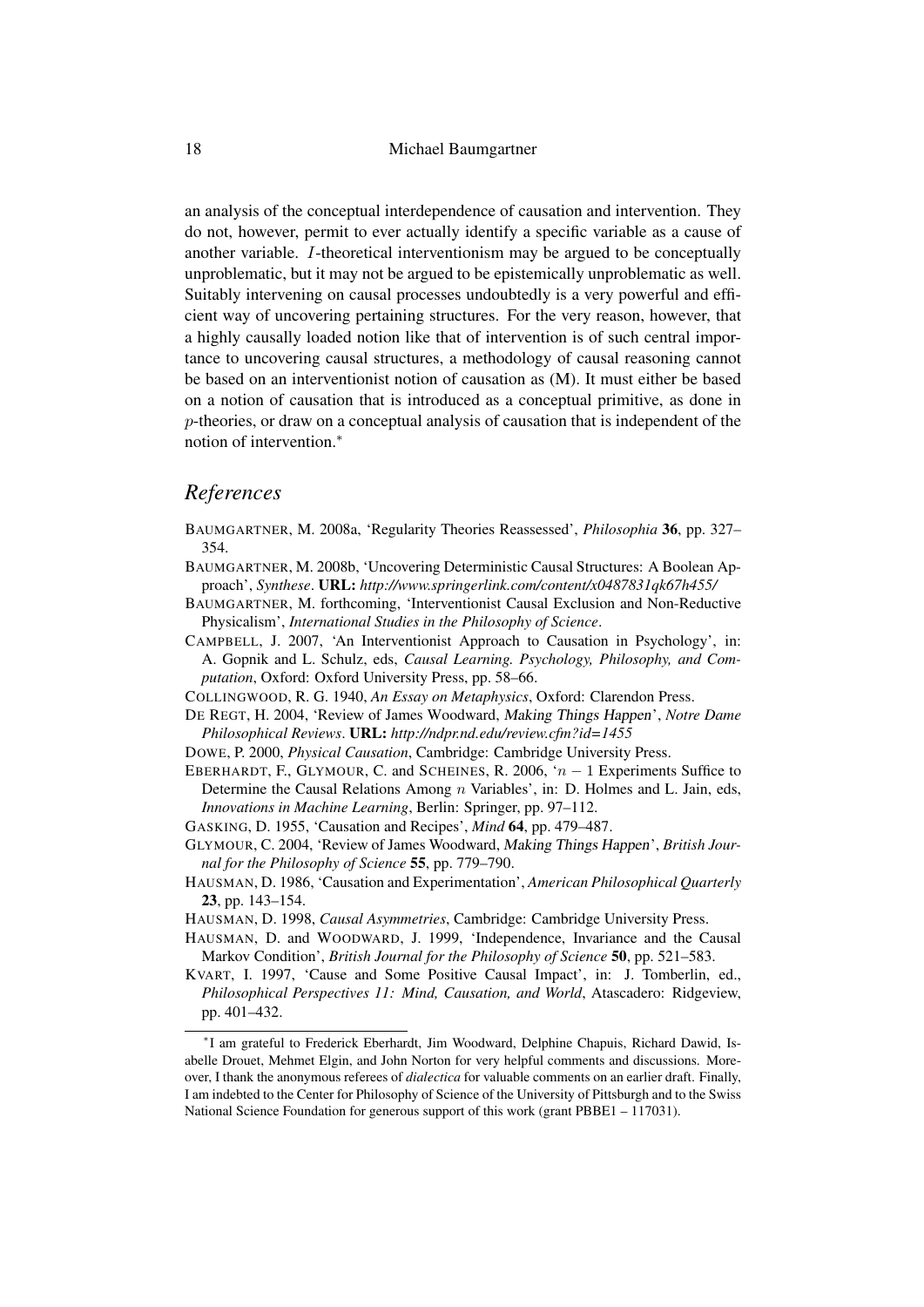an analysis of the conceptual interdependence of causation and intervention. They do not, however, permit to ever actually identify a specific variable as a cause of another variable. $I$-theoretical interventionism may be argued to be conceptually unproblematic, but it may not be argued to be epistemically unproblematic as well. Suitably intervening on causal processes undoubtedly is a very powerful and efficient way of uncovering pertaining structures. For the very reason, however, that a highly causally loaded notion like that of intervention is of such central importance to uncovering causal structures, a methodology of causal reasoning cannot be based on an interventionist notion of causation as (M). It must either be based on a notion of causation that is introduced as a conceptual primitive, as done in $p$-theories, or draw on a conceptual analysis of causation that is independent of the notion of intervention.*

## References

BAUMGARTNER, M. 2008a, 'Regularity Theories Reassessed', *Philosophia* **36**, pp. 327–354.

BAUMGARTNER, M. 2008b, 'Uncovering Deterministic Causal Structures: A Boolean Approach', *Synthese*. **URL:** *http://www.springerlink.com/content/x0487831qk67h455/*

BAUMGARTNER, M. forthcoming, 'Interventionist Causal Exclusion and Non-Reductive Physicalism', *International Studies in the Philosophy of Science*.

CAMPBELL, J. 2007, 'An Interventionist Approach to Causation in Psychology', in: A. Gopnik and L. Schulz, eds, *Causal Learning. Psychology, Philosophy, and Computation*, Oxford: Oxford University Press, pp. 58–66.

COLLINGWOOD, R. G. 1940, *An Essay on Metaphysics*, Oxford: Clarendon Press.

DE REGT, H. 2004, 'Review of James Woodward, Making Things Happen', *Notre Dame Philosophical Reviews*. **URL:** *http://ndpr.nd.edu/review.cfm?id=1455*

DOWE, P. 2000, *Physical Causation*, Cambridge: Cambridge University Press.

EBERHARDT, F., GLYMOUR, C. and SCHEINES, R. 2006, '$n-1$ Experiments Suffice to Determine the Causal Relations Among $n$ Variables', in: D. Holmes and L. Jain, eds, *Innovations in Machine Learning*, Berlin: Springer, pp. 97–112.

GASKING, D. 1955, 'Causation and Recipes', *Mind* **64**, pp. 479–487.

GLYMOUR, C. 2004, 'Review of James Woodward, Making Things Happen', *British Journal for the Philosophy of Science* **55**, pp. 779–790.

HAUSMAN, D. 1986, 'Causation and Experimentation', *American Philosophical Quarterly* **23**, pp. 143–154.

HAUSMAN, D. 1998, *Causal Asymmetries*, Cambridge: Cambridge University Press.

HAUSMAN, D. and WOODWARD, J. 1999, 'Independence, Invariance and the Causal Markov Condition', *British Journal for the Philosophy of Science* **50**, pp. 521–583.

KVART, I. 1997, 'Cause and Some Positive Causal Impact', in: J. Tomberlin, ed., *Philosophical Perspectives 11: Mind, Causation, and World*, Atascadero: Ridgeview, pp. 401–432.

---

*I am grateful to Frederick Eberhardt, Jim Woodward, Delphine Chapuis, Richard Dawid, Isabelle Drouet, Mehmet Elgin, and John Norton for very helpful comments and discussions. Moreover, I thank the anonymous referees of *dialectica* for valuable comments on an earlier draft. Finally, I am indebted to the Center for Philosophy of Science of the University of Pittsburgh and to the Swiss National Science Foundation for generous support of this work (grant PBBE1 – 117031).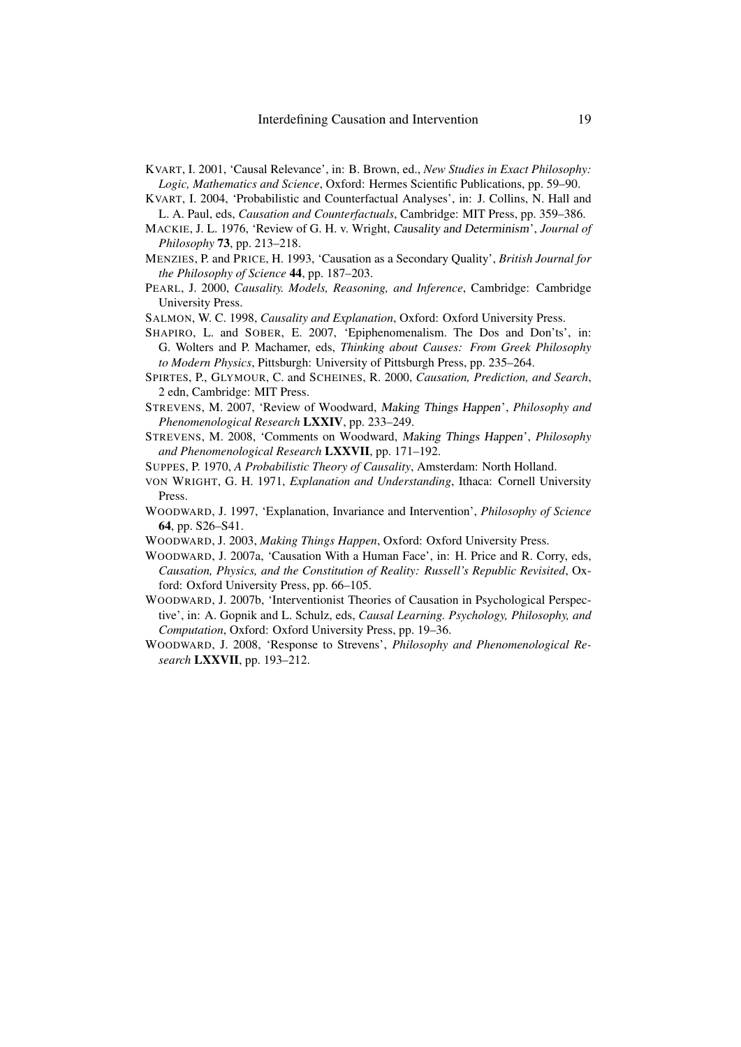KVART, I. 2001, 'Causal Relevance', in: B. Brown, ed., *New Studies in Exact Philosophy: Logic, Mathematics and Science*, Oxford: Hermes Scientific Publications, pp. 59–90.

KVART, I. 2004, 'Probabilistic and Counterfactual Analyses', in: J. Collins, N. Hall and L. A. Paul, eds, *Causation and Counterfactuals*, Cambridge: MIT Press, pp. 359–386.

MACKIE, J. L. 1976, 'Review of G. H. v. Wright, *Causality and Determinism*', *Journal of Philosophy* **73**, pp. 213–218.

MENZIES, P. and PRICE, H. 1993, 'Causation as a Secondary Quality', *British Journal for the Philosophy of Science* **44**, pp. 187–203.

PEARL, J. 2000, *Causality. Models, Reasoning, and Inference*, Cambridge: Cambridge University Press.

SALMON, W. C. 1998, *Causality and Explanation*, Oxford: Oxford University Press.

SHAPIRO, L. and SOBER, E. 2007, 'Epiphenomenalism. The Dos and Don'ts', in: G. Wolters and P. Machamer, eds, *Thinking about Causes: From Greek Philosophy to Modern Physics*, Pittsburgh: University of Pittsburgh Press, pp. 235–264.

SPIRTES, P., GLYMOUR, C. and SCHEINES, R. 2000, *Causation, Prediction, and Search*, 2 edn, Cambridge: MIT Press.

STREVENS, M. 2007, 'Review of Woodward, *Making Things Happen*', *Philosophy and Phenomenological Research* **LXXIV**, pp. 233–249.

STREVENS, M. 2008, 'Comments on Woodward, *Making Things Happen*', *Philosophy and Phenomenological Research* **LXXVII**, pp. 171–192.

SUPPES, P. 1970, *A Probabilistic Theory of Causality*, Amsterdam: North Holland.

VON WRIGHT, G. H. 1971, *Explanation and Understanding*, Ithaca: Cornell University Press.

WOODWARD, J. 1997, 'Explanation, Invariance and Intervention', *Philosophy of Science* **64**, pp. S26–S41.

WOODWARD, J. 2003, *Making Things Happen*, Oxford: Oxford University Press.

WOODWARD, J. 2007a, 'Causation With a Human Face', in: H. Price and R. Corry, eds, *Causation, Physics, and the Constitution of Reality: Russell's Republic Revisited*, Oxford: Oxford University Press, pp. 66–105.

WOODWARD, J. 2007b, 'Interventionist Theories of Causation in Psychological Perspective', in: A. Gopnik and L. Schulz, eds, *Causal Learning. Psychology, Philosophy, and Computation*, Oxford: Oxford University Press, pp. 19–36.

WOODWARD, J. 2008, 'Response to Strevens', *Philosophy and Phenomenological Research* **LXXVII**, pp. 193–212.